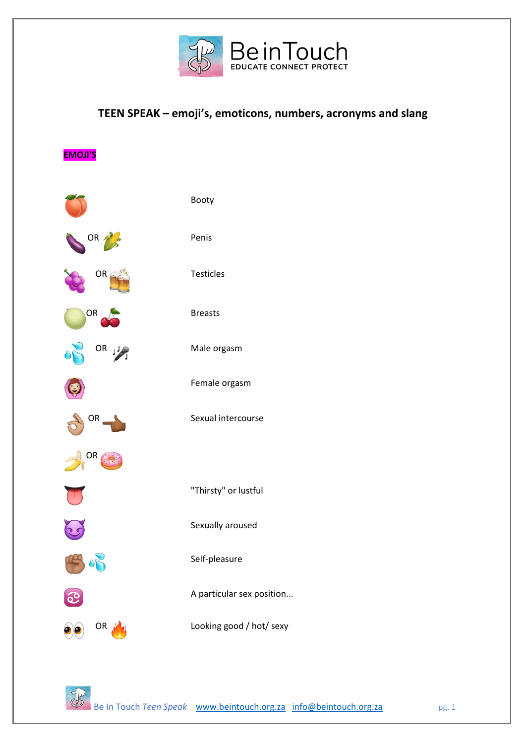# Be in Touch
EDUCATE CONNECT PROTECT

## TEEN SPEAK – emoji's, emoticons, numbers, acronyms and slang

**EMOJI'S**

| Emoji | Meaning |
|---|---|
| 🍑 | Booty |
| 🍆 OR 🌽 | Penis |
| 🍇 OR 🍻 | Testicles |
| 🍈 OR 🍒 | Breasts |
| 💦 OR 🎤 | Male orgasm |
| 🙆 | Female orgasm |
| 👌 OR 👉 | Sexual intercourse |
| 🍌 OR 🍩 | |
| 👅 | "Thirsty" or lustful |
| 😈 | Sexually aroused |
| ✊💦 | Self-pleasure |
| ♋ | A particular sex position... |
| 👀 OR 🔥 | Looking good / hot/ sexy |

Be In Touch *Teen Speak* www.beintouch.org.za info@beintouch.org.za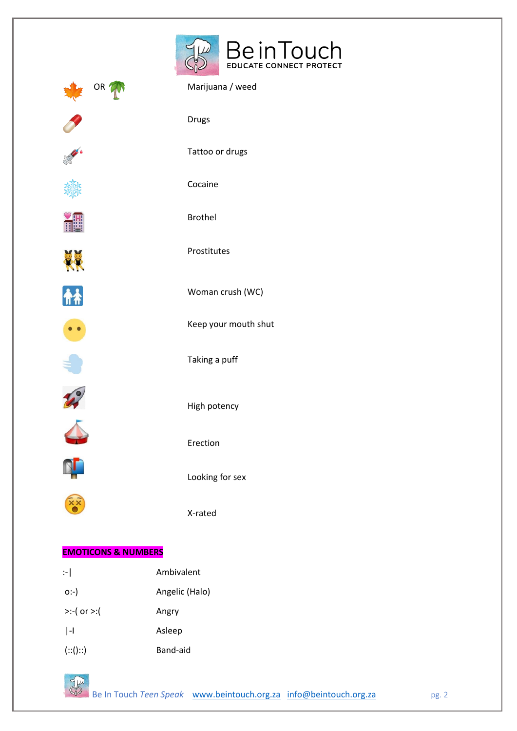| | |
|---|---|
| 🍁 OR 🌴 | Marijuana / weed |
| 💊 | Drugs |
| 💉 | Tattoo or drugs |
| ❄️ | Cocaine |
| 🏩 | Brothel |
| 👯 | Prostitutes |
| 🚻 | Woman crush (WC) |
| 😶 | Keep your mouth shut |
| 💨 | Taking a puff |
| 🚀 | High potency |
| 🎪 | Erection |
| 📫 | Looking for sex |
| 😵 | X-rated |

## EMOTICONS & NUMBERS

| | |
|---|---|
| :-\| | Ambivalent |
| o:-) | Angelic (Halo) |
| >:-( or >:( | Angry |
| \|-I | Asleep |
| (::()::) | Band-aid |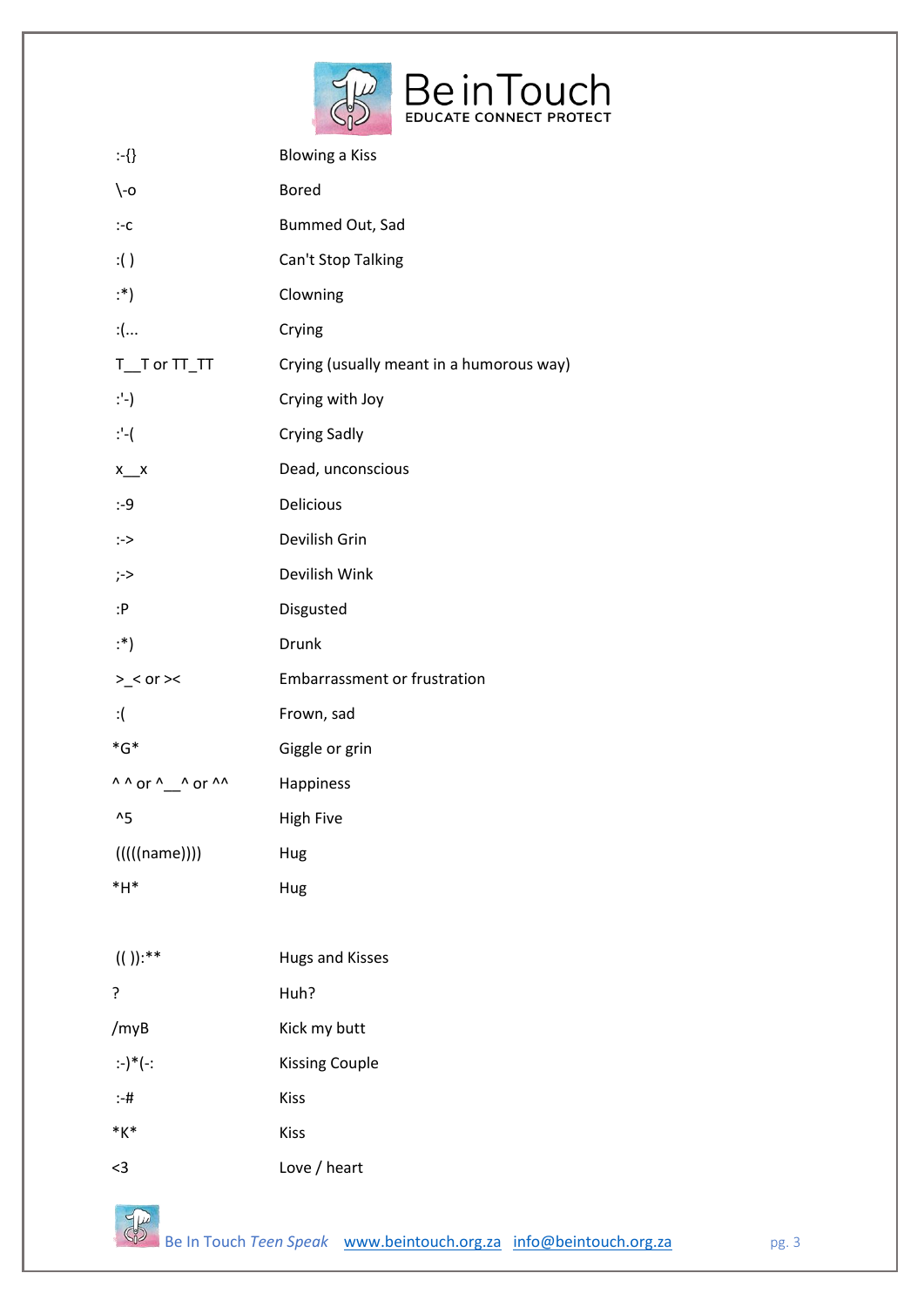| | |
|---|---|
| :-{} | Blowing a Kiss |
| \-o | Bored |
| :-c | Bummed Out, Sad |
| :( ) | Can't Stop Talking |
| :*) | Clowning |
| :(... | Crying |
| T__T or TT_TT | Crying (usually meant in a humorous way) |
| :'-) | Crying with Joy |
| :'-( | Crying Sadly |
| x__x | Dead, unconscious |
| :-9 | Delicious |
| :-> | Devilish Grin |
| ;-> | Devilish Wink |
| :P | Disgusted |
| :*) | Drunk |
| >_< or >< | Embarrassment or frustration |
| :( | Frown, sad |
| *G* | Giggle or grin |
| ^ ^ or ^__^ or ^^ | Happiness |
| ^5 | High Five |
| (((((name)))) | Hug |
| *H* | Hug |
| (( )):** | Hugs and Kisses |
| ? | Huh? |
| /myB | Kick my butt |
| :-)*(-: | Kissing Couple |
| :-# | Kiss |
| *K* | Kiss |
| <3 | Love / heart |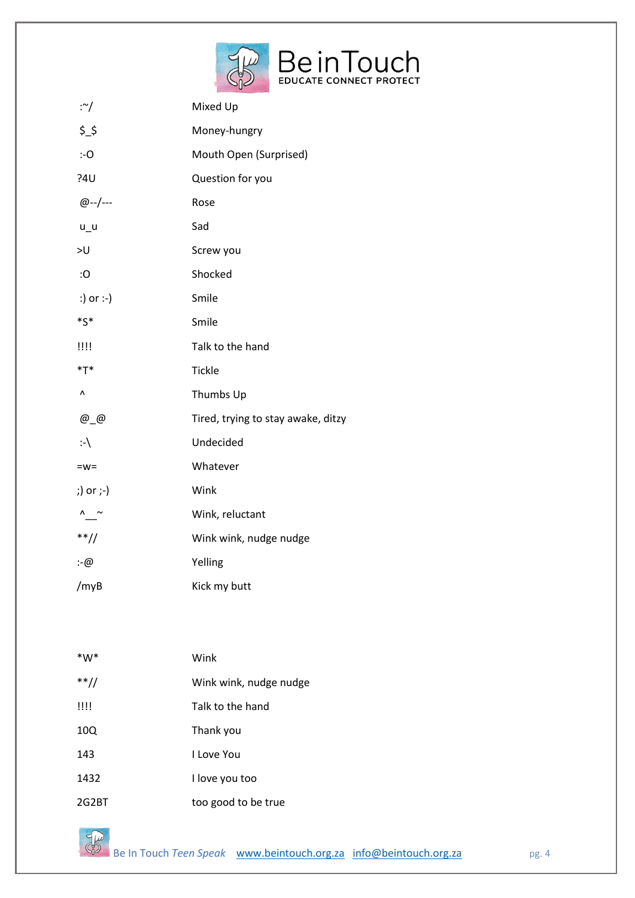| | |
|---|---|
| :~/ | Mixed Up |
| $_$ | Money-hungry |
| :-O | Mouth Open (Surprised) |
| ?4U | Question for you |
| @--/--- | Rose |
| u_u | Sad |
| >U | Screw you |
| :O | Shocked |
| :) or :-) | Smile |
| *S* | Smile |
| !!!! | Talk to the hand |
| *T* | Tickle |
| ^ | Thumbs Up |
| @_@ | Tired, trying to stay awake, ditzy |
| :-\ | Undecided |
| =w= | Whatever |
| ;) or ;-) | Wink |
| ^__~ | Wink, reluctant |
| **// | Wink wink, nudge nudge |
| :-@ | Yelling |
| /myB | Kick my butt |

| | |
|---|---|
| *W* | Wink |
| **// | Wink wink, nudge nudge |
| !!!! | Talk to the hand |
| 10Q | Thank you |
| 143 | I Love You |
| 1432 | I love you too |
| 2G2BT | too good to be true |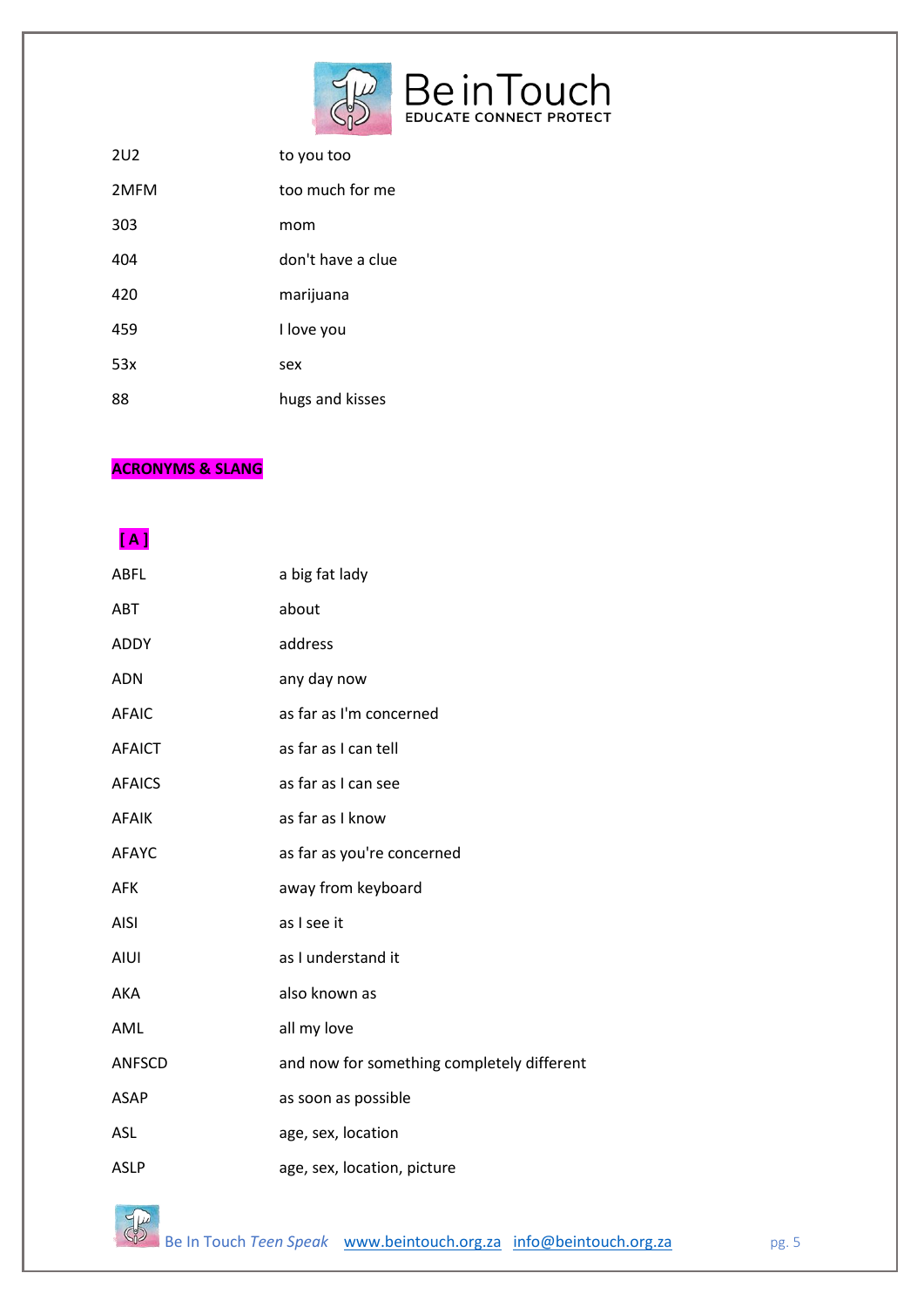| | |
|---|---|
| 2U2 | to you too |
| 2MFM | too much for me |
| 303 | mom |
| 404 | don't have a clue |
| 420 | marijuana |
| 459 | I love you |
| 53x | sex |
| 88 | hugs and kisses |

## ACRONYMS & SLANG

### [ A ]

| | |
|---|---|
| ABFL | a big fat lady |
| ABT | about |
| ADDY | address |
| ADN | any day now |
| AFAIC | as far as I'm concerned |
| AFAICT | as far as I can tell |
| AFAICS | as far as I can see |
| AFAIK | as far as I know |
| AFAYC | as far as you're concerned |
| AFK | away from keyboard |
| AISI | as I see it |
| AIUI | as I understand it |
| AKA | also known as |
| AML | all my love |
| ANFSCD | and now for something completely different |
| ASAP | as soon as possible |
| ASL | age, sex, location |
| ASLP | age, sex, location, picture |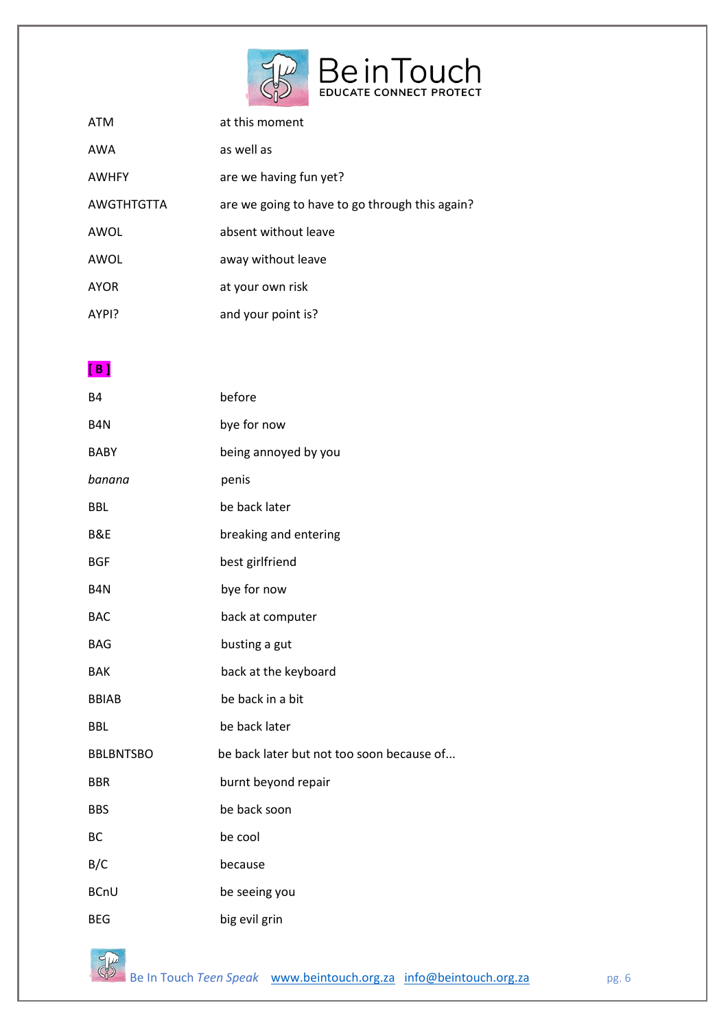| | |
|---|---|
| ATM | at this moment |
| AWA | as well as |
| AWHFY | are we having fun yet? |
| AWGTHTGTTA | are we going to have to go through this again? |
| AWOL | absent without leave |
| AWOL | away without leave |
| AYOR | at your own risk |
| AYPI? | and your point is? |

**[ B ]**

| | |
|---|---|
| B4 | before |
| B4N | bye for now |
| BABY | being annoyed by you |
| *banana* | penis |
| BBL | be back later |
| B&E | breaking and entering |
| BGF | best girlfriend |
| B4N | bye for now |
| BAC | back at computer |
| BAG | busting a gut |
| BAK | back at the keyboard |
| BBIAB | be back in a bit |
| BBL | be back later |
| BBLBNTSBO | be back later but not too soon because of... |
| BBR | burnt beyond repair |
| BBS | be back soon |
| BC | be cool |
| B/C | because |
| BCnU | be seeing you |
| BEG | big evil grin |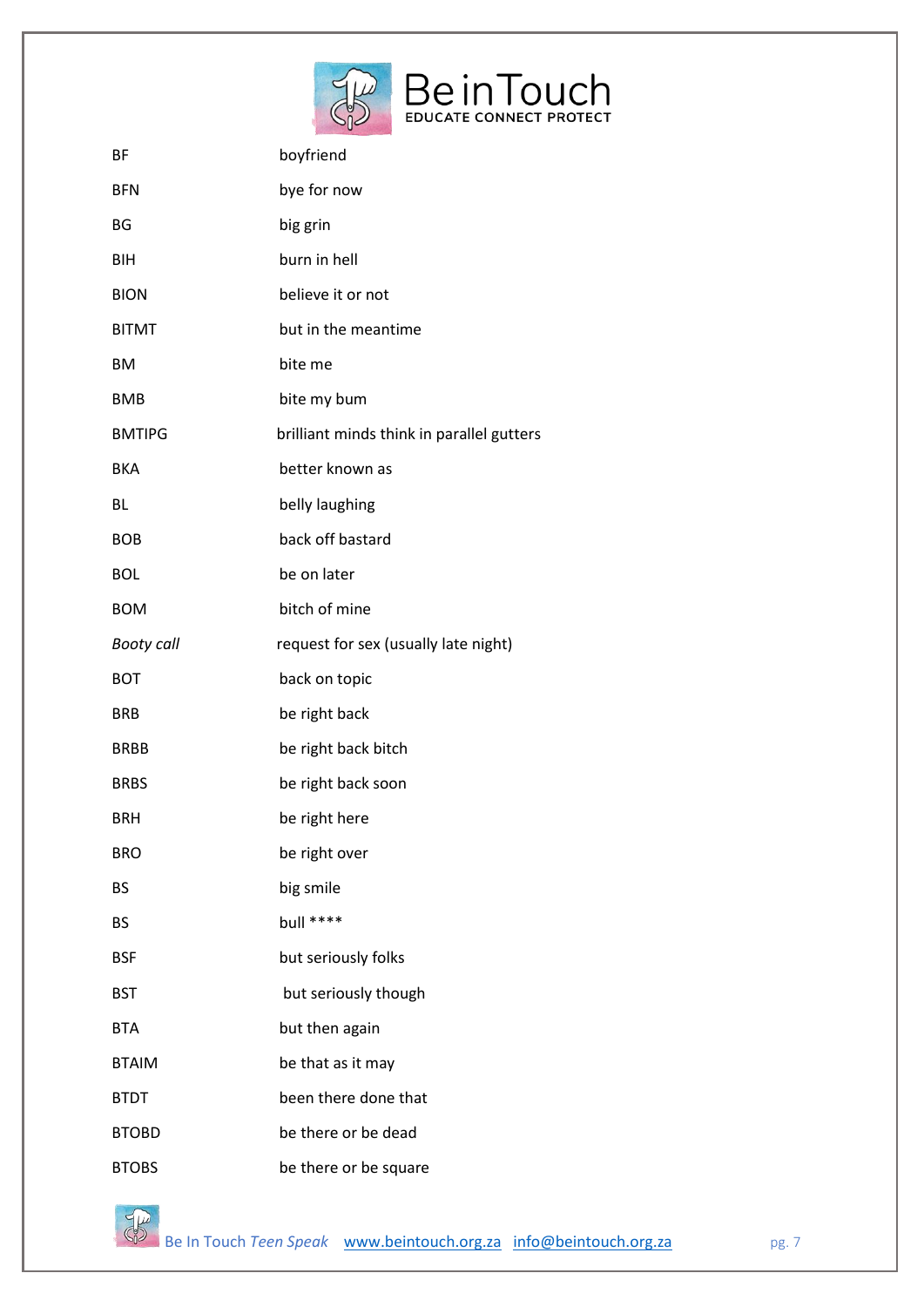| | |
|---|---|
| BF | boyfriend |
| BFN | bye for now |
| BG | big grin |
| BIH | burn in hell |
| BION | believe it or not |
| BITMT | but in the meantime |
| BM | bite me |
| BMB | bite my bum |
| BMTIPG | brilliant minds think in parallel gutters |
| BKA | better known as |
| BL | belly laughing |
| BOB | back off bastard |
| BOL | be on later |
| BOM | bitch of mine |
| *Booty call* | request for sex (usually late night) |
| BOT | back on topic |
| BRB | be right back |
| BRBB | be right back bitch |
| BRBS | be right back soon |
| BRH | be right here |
| BRO | be right over |
| BS | big smile |
| BS | bull **** |
| BSF | but seriously folks |
| BST | but seriously though |
| BTA | but then again |
| BTAIM | be that as it may |
| BTDT | been there done that |
| BTOBD | be there or be dead |
| BTOBS | be there or be square |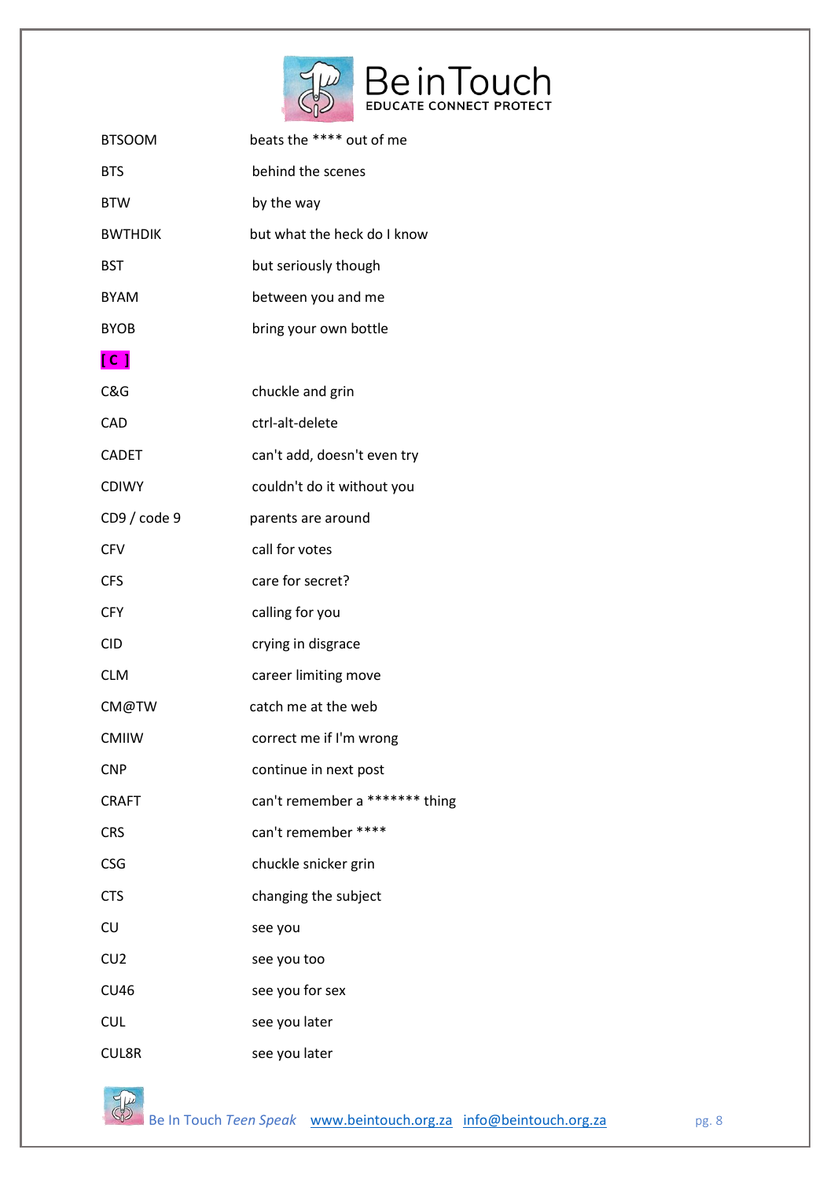| | |
|---|---|
| BTSOOM | beats the **** out of me |
| BTS | behind the scenes |
| BTW | by the way |
| BWTHDIK | but what the heck do I know |
| BST | but seriously though |
| BYAM | between you and me |
| BYOB | bring your own bottle |
| **[ C ]** | |
| C&G | chuckle and grin |
| CAD | ctrl-alt-delete |
| CADET | can't add, doesn't even try |
| CDIWY | couldn't do it without you |
| CD9 / code 9 | parents are around |
| CFV | call for votes |
| CFS | care for secret? |
| CFY | calling for you |
| CID | crying in disgrace |
| CLM | career limiting move |
| CM@TW | catch me at the web |
| CMIIW | correct me if I'm wrong |
| CNP | continue in next post |
| CRAFT | can't remember a ******* thing |
| CRS | can't remember **** |
| CSG | chuckle snicker grin |
| CTS | changing the subject |
| CU | see you |
| CU2 | see you too |
| CU46 | see you for sex |
| CUL | see you later |
| CUL8R | see you later |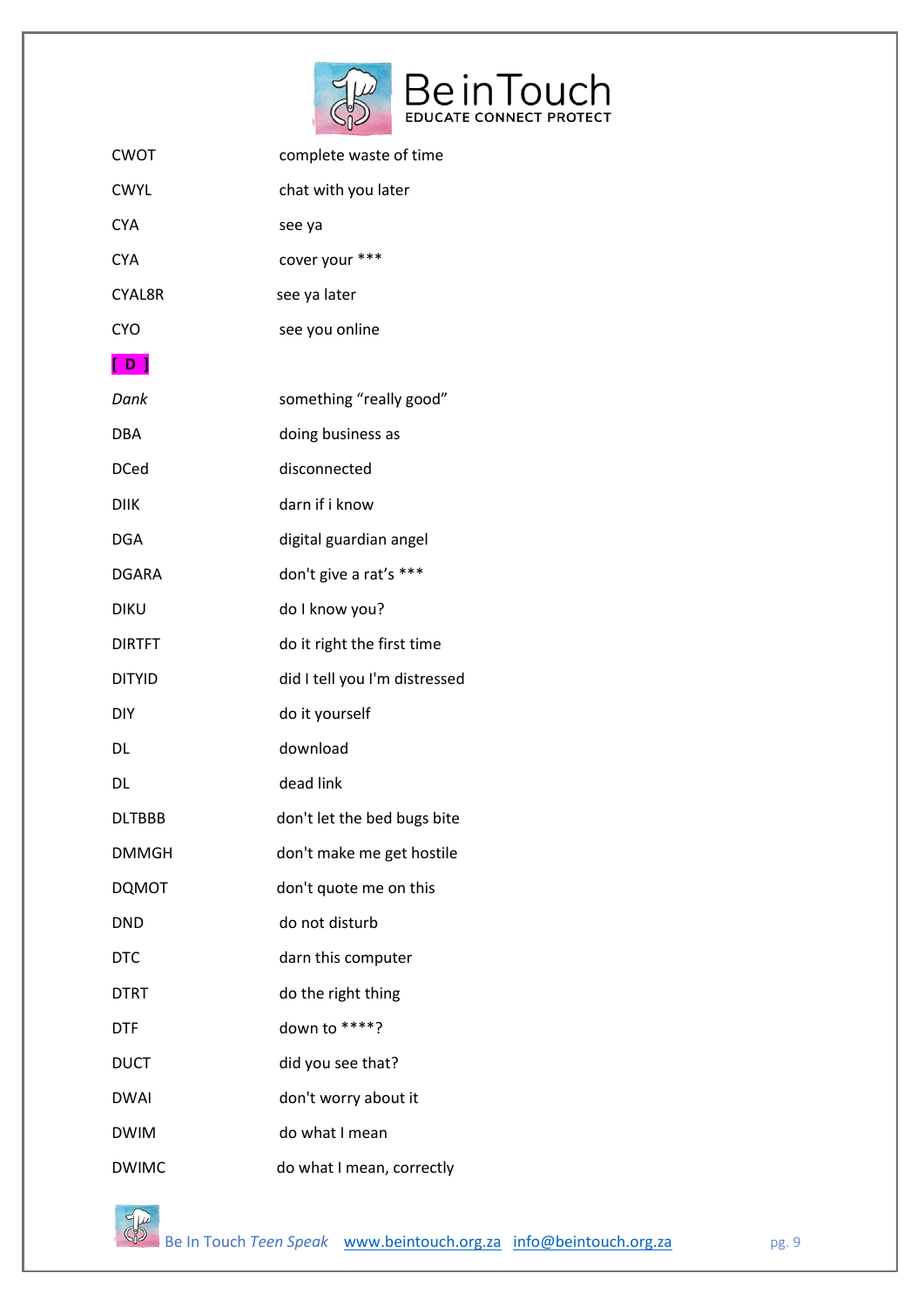| | |
|---|---|
| CWOT | complete waste of time |
| CWYL | chat with you later |
| CYA | see ya |
| CYA | cover your *** |
| CYAL8R | see ya later |
| CYO | see you online |

**[ D ]**

| | |
|---|---|
| *Dank* | something “really good” |
| DBA | doing business as |
| DCed | disconnected |
| DIIK | darn if i know |
| DGA | digital guardian angel |
| DGARA | don't give a rat’s *** |
| DIKU | do I know you? |
| DIRTFT | do it right the first time |
| DITYID | did I tell you I'm distressed |
| DIY | do it yourself |
| DL | download |
| DL | dead link |
| DLTBBB | don't let the bed bugs bite |
| DMMGH | don't make me get hostile |
| DQMOT | don't quote me on this |
| DND | do not disturb |
| DTC | darn this computer |
| DTRT | do the right thing |
| DTF | down to ****? |
| DUCT | did you see that? |
| DWAI | don't worry about it |
| DWIM | do what I mean |
| DWIMC | do what I mean, correctly |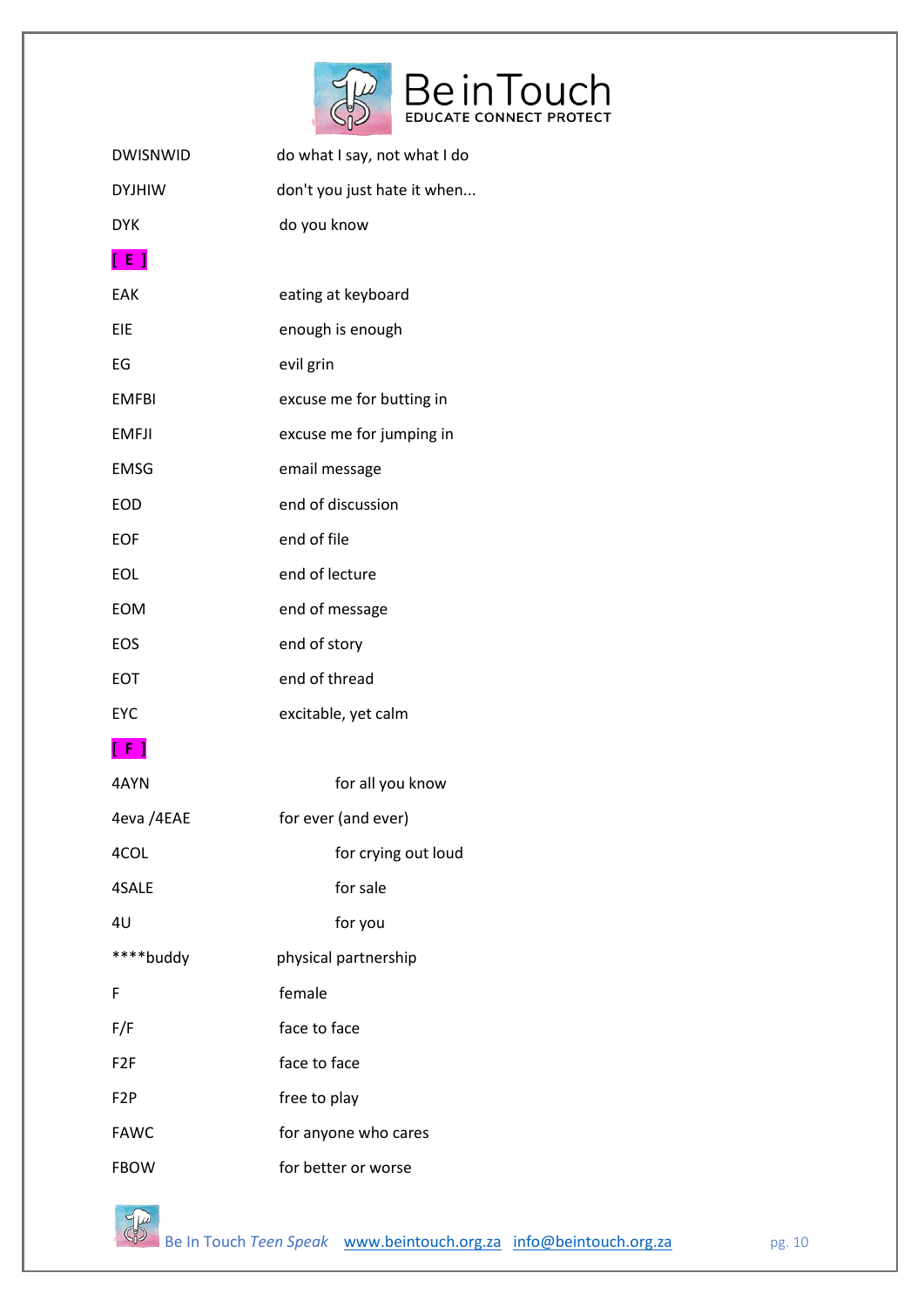| | |
|---|---|
| DWISNWID | do what I say, not what I do |
| DYJHIW | don't you just hate it when... |
| DYK | do you know |

**[ E ]**

| | |
|---|---|
| EAK | eating at keyboard |
| EIE | enough is enough |
| EG | evil grin |
| EMFBI | excuse me for butting in |
| EMFJI | excuse me for jumping in |
| EMSG | email message |
| EOD | end of discussion |
| EOF | end of file |
| EOL | end of lecture |
| EOM | end of message |
| EOS | end of story |
| EOT | end of thread |
| EYC | excitable, yet calm |

**[ F ]**

| | |
|---|---|
| 4AYN | for all you know |
| 4eva /4EAE | for ever (and ever) |
| 4COL | for crying out loud |
| 4SALE | for sale |
| 4U | for you |
| ****buddy | physical partnership |
| F | female |
| F/F | face to face |
| F2F | face to face |
| F2P | free to play |
| FAWC | for anyone who cares |
| FBOW | for better or worse |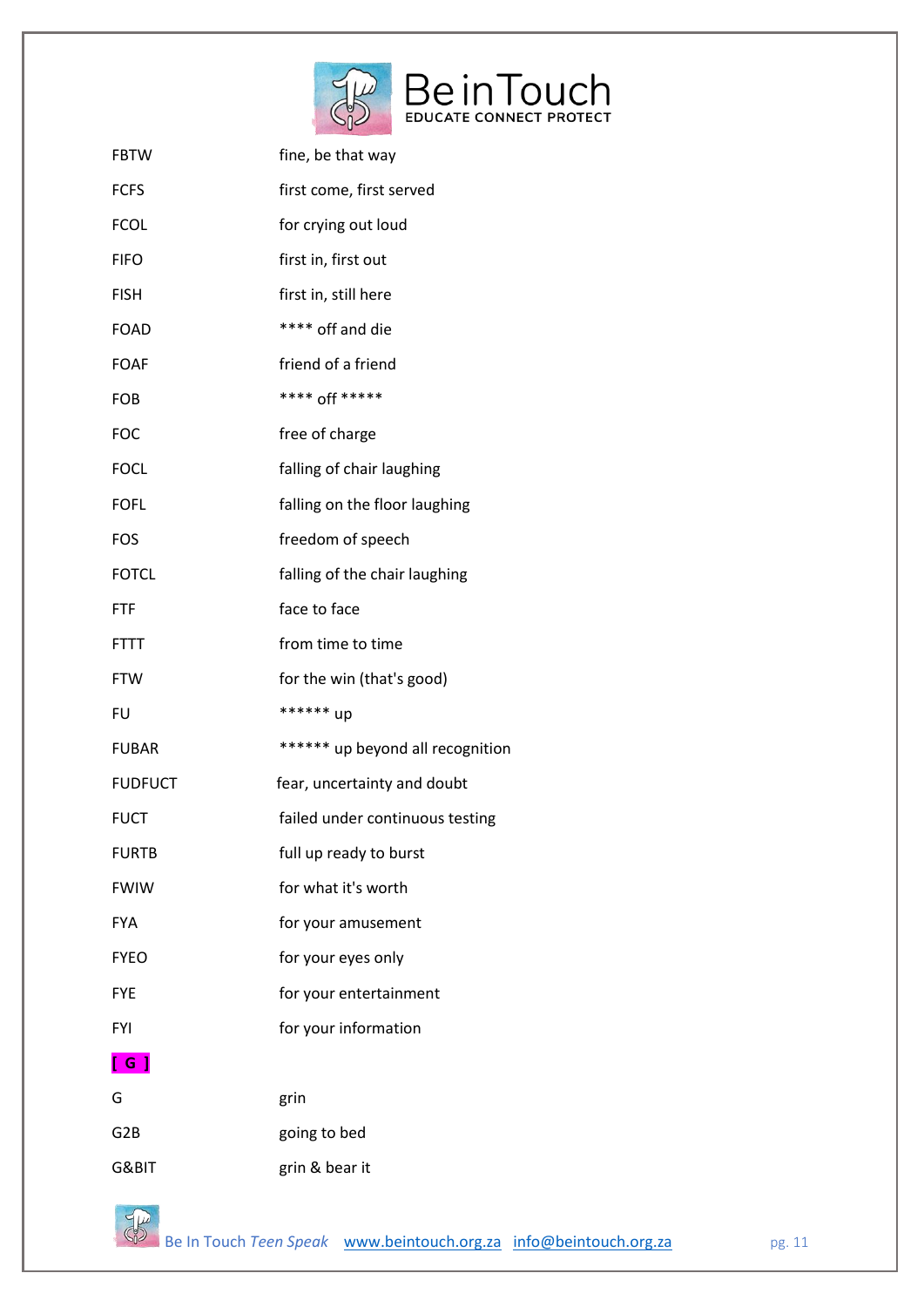| | |
|---|---|
| FBTW | fine, be that way |
| FCFS | first come, first served |
| FCOL | for crying out loud |
| FIFO | first in, first out |
| FISH | first in, still here |
| FOAD | **** off and die |
| FOAF | friend of a friend |
| FOB | **** off ***** |
| FOC | free of charge |
| FOCL | falling of chair laughing |
| FOFL | falling on the floor laughing |
| FOS | freedom of speech |
| FOTCL | falling of the chair laughing |
| FTF | face to face |
| FTTT | from time to time |
| FTW | for the win (that's good) |
| FU | ****** up |
| FUBAR | ****** up beyond all recognition |
| FUDFUCT | fear, uncertainty and doubt |
| FUCT | failed under continuous testing |
| FURTB | full up ready to burst |
| FWIW | for what it's worth |
| FYA | for your amusement |
| FYEO | for your eyes only |
| FYE | for your entertainment |
| FYI | for your information |

**[ G ]**

| | |
|---|---|
| G | grin |
| G2B | going to bed |
| G&BIT | grin & bear it |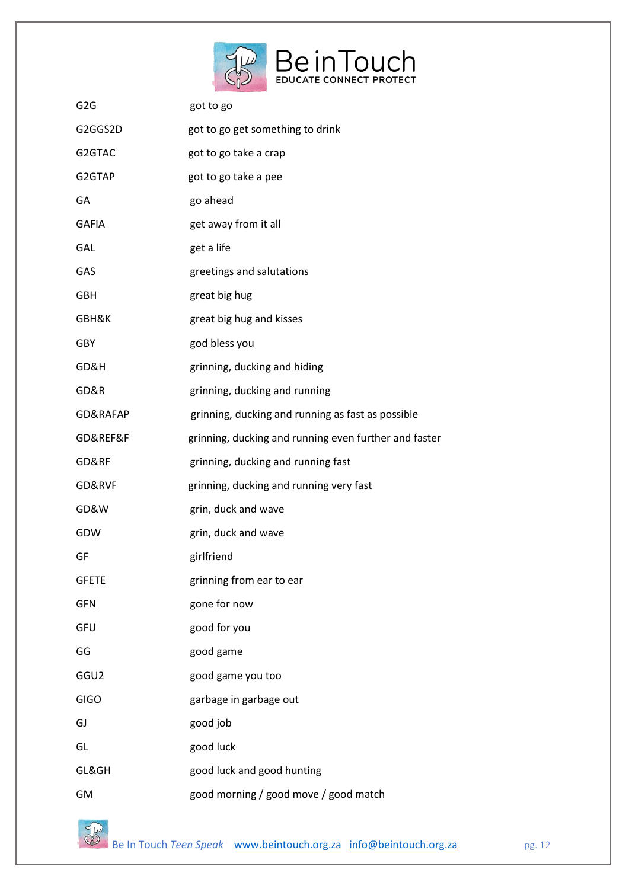| | |
|---|---|
| G2G | got to go |
| G2GGS2D | got to go get something to drink |
| G2GTAC | got to go take a crap |
| G2GTAP | got to go take a pee |
| GA | go ahead |
| GAFIA | get away from it all |
| GAL | get a life |
| GAS | greetings and salutations |
| GBH | great big hug |
| GBH&K | great big hug and kisses |
| GBY | god bless you |
| GD&H | grinning, ducking and hiding |
| GD&R | grinning, ducking and running |
| GD&RAFAP | grinning, ducking and running as fast as possible |
| GD&REF&F | grinning, ducking and running even further and faster |
| GD&RF | grinning, ducking and running fast |
| GD&RVF | grinning, ducking and running very fast |
| GD&W | grin, duck and wave |
| GDW | grin, duck and wave |
| GF | girlfriend |
| GFETE | grinning from ear to ear |
| GFN | gone for now |
| GFU | good for you |
| GG | good game |
| GGU2 | good game you too |
| GIGO | garbage in garbage out |
| GJ | good job |
| GL | good luck |
| GL&GH | good luck and good hunting |
| GM | good morning / good move / good match |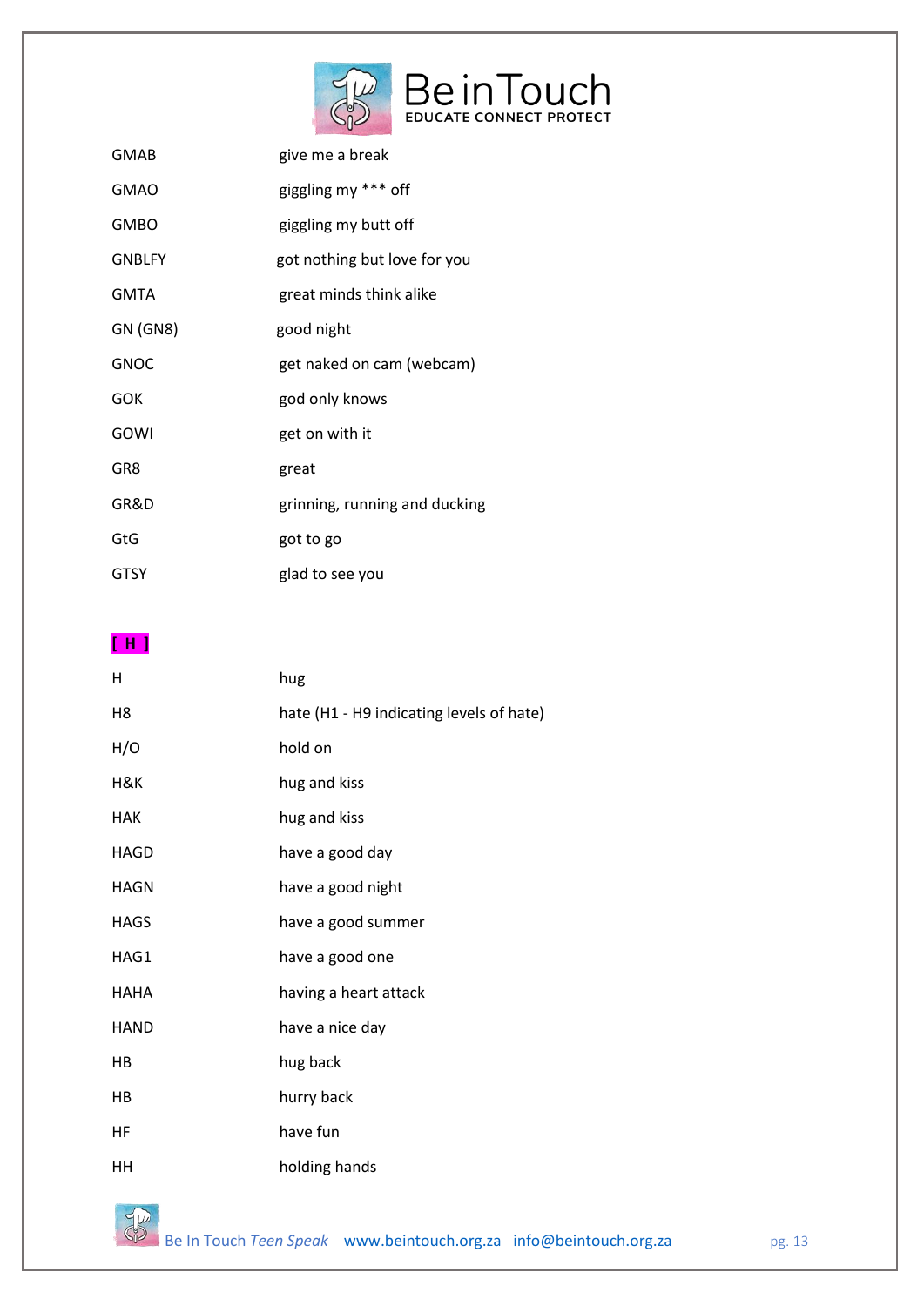| | |
|---|---|
| GMAB | give me a break |
| GMAO | giggling my *** off |
| GMBO | giggling my butt off |
| GNBLFY | got nothing but love for you |
| GMTA | great minds think alike |
| GN (GN8) | good night |
| GNOC | get naked on cam (webcam) |
| GOK | god only knows |
| GOWI | get on with it |
| GR8 | great |
| GR&D | grinning, running and ducking |
| GtG | got to go |
| GTSY | glad to see you |

**[ H ]**

| | |
|---|---|
| H | hug |
| H8 | hate (H1 - H9 indicating levels of hate) |
| H/O | hold on |
| H&K | hug and kiss |
| HAK | hug and kiss |
| HAGD | have a good day |
| HAGN | have a good night |
| HAGS | have a good summer |
| HAG1 | have a good one |
| HAHA | having a heart attack |
| HAND | have a nice day |
| HB | hug back |
| HB | hurry back |
| HF | have fun |
| HH | holding hands |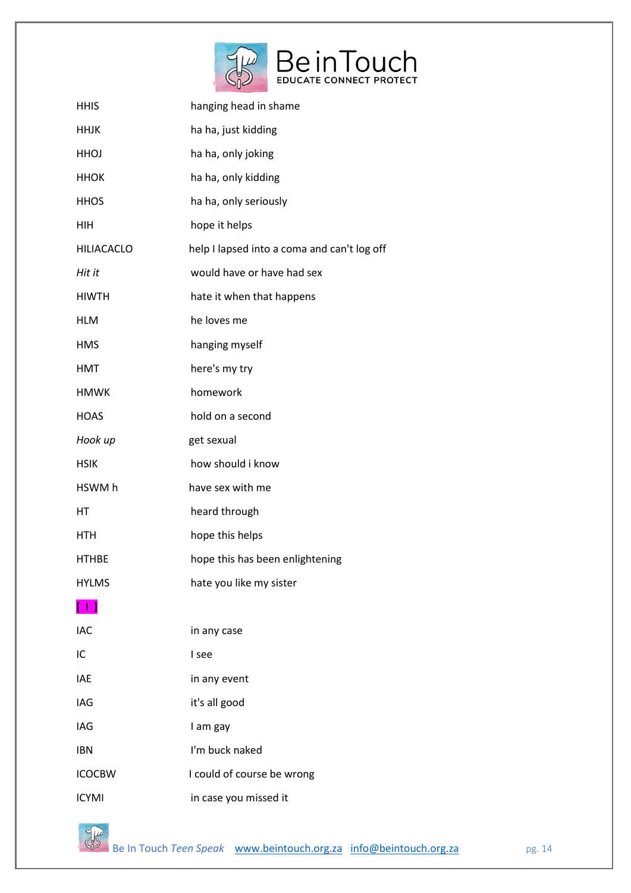| | |
|---|---|
| HHIS | hanging head in shame |
| HHJK | ha ha, just kidding |
| HHOJ | ha ha, only joking |
| HHOK | ha ha, only kidding |
| HHOS | ha ha, only seriously |
| HIH | hope it helps |
| HILIACACLO | help I lapsed into a coma and can't log off |
| *Hit it* | would have or have had sex |
| HIWTH | hate it when that happens |
| HLM | he loves me |
| HMS | hanging myself |
| HMT | here's my try |
| HMWK | homework |
| HOAS | hold on a second |
| *Hook up* | get sexual |
| HSIK | how should i know |
| HSWM h | have sex with me |
| HT | heard through |
| HTH | hope this helps |
| HTHBE | hope this has been enlightening |
| HYLMS | hate you like my sister |

**[ I ]**

| | |
|---|---|
| IAC | in any case |
| IC | I see |
| IAE | in any event |
| IAG | it's all good |
| IAG | I am gay |
| IBN | I'm buck naked |
| ICOCBW | I could of course be wrong |
| ICYMI | in case you missed it |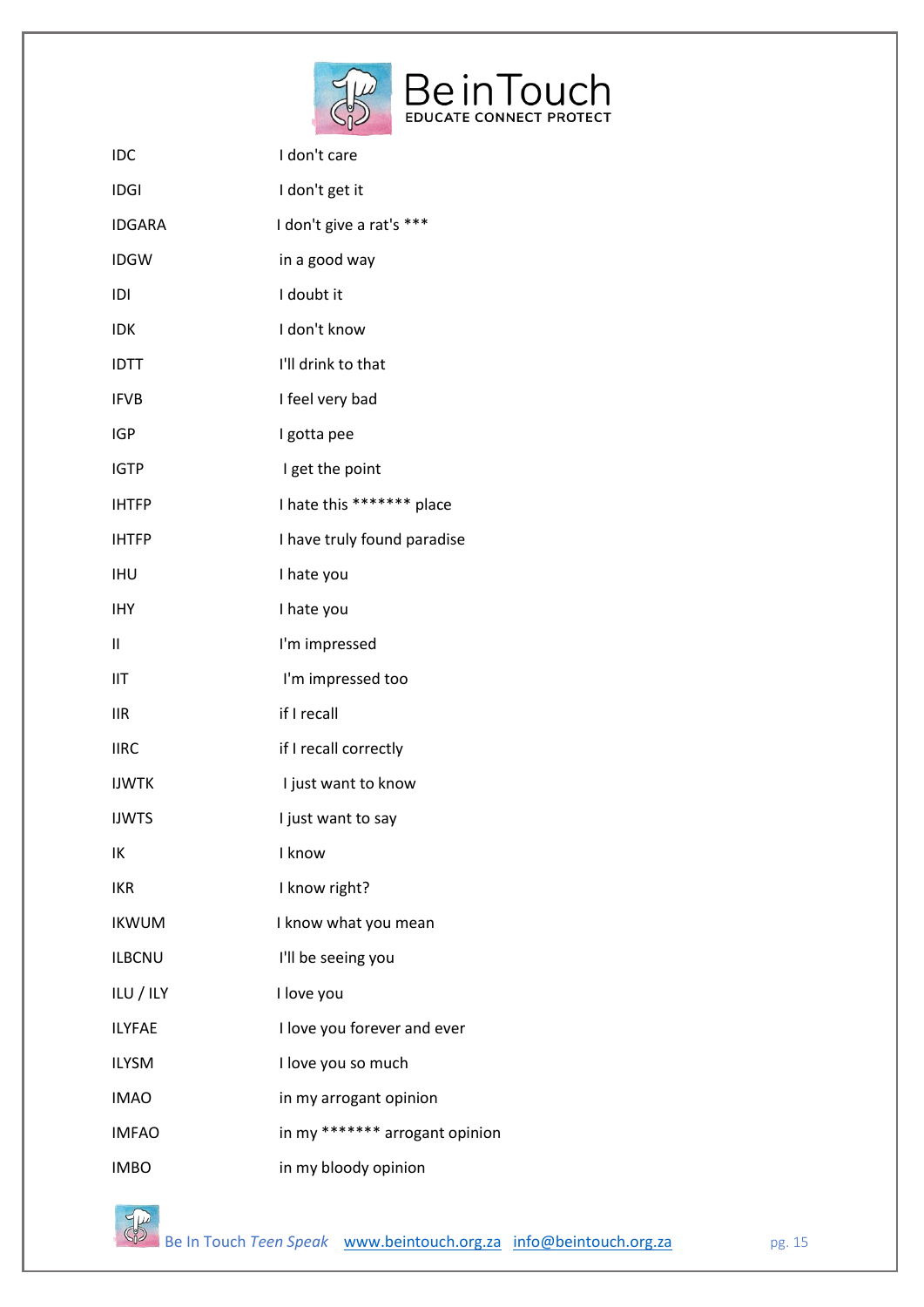| | |
|---|---|
| IDC | I don't care |
| IDGI | I don't get it |
| IDGARA | I don't give a rat's *** |
| IDGW | in a good way |
| IDI | I doubt it |
| IDK | I don't know |
| IDTT | I'll drink to that |
| IFVB | I feel very bad |
| IGP | I gotta pee |
| IGTP | I get the point |
| IHTFP | I hate this ******* place |
| IHTFP | I have truly found paradise |
| IHU | I hate you |
| IHY | I hate you |
| II | I'm impressed |
| IIT | I'm impressed too |
| IIR | if I recall |
| IIRC | if I recall correctly |
| IJWTK | I just want to know |
| IJWTS | I just want to say |
| IK | I know |
| IKR | I know right? |
| IKWUM | I know what you mean |
| ILBCNU | I'll be seeing you |
| ILU / ILY | I love you |
| ILYFAE | I love you forever and ever |
| ILYSM | I love you so much |
| IMAO | in my arrogant opinion |
| IMFAO | in my ******* arrogant opinion |
| IMBO | in my bloody opinion |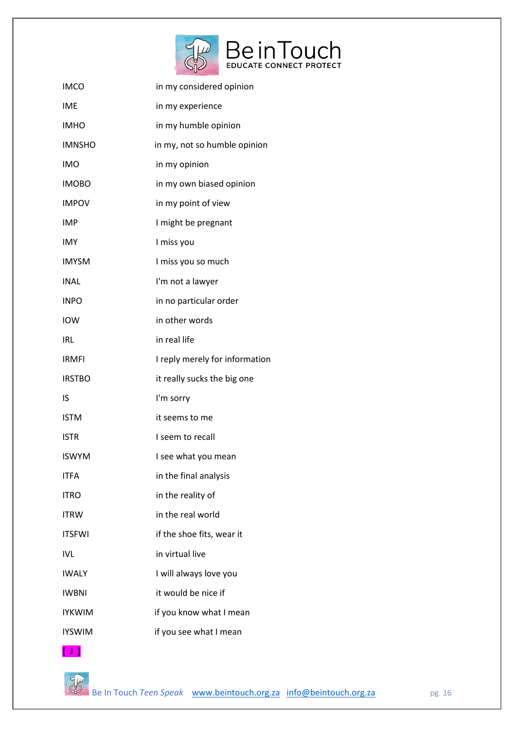| | |
|---|---|
| IMCO | in my considered opinion |
| IME | in my experience |
| IMHO | in my humble opinion |
| IMNSHO | in my, not so humble opinion |
| IMO | in my opinion |
| IMOBO | in my own biased opinion |
| IMPOV | in my point of view |
| IMP | I might be pregnant |
| IMY | I miss you |
| IMYSM | I miss you so much |
| INAL | I'm not a lawyer |
| INPO | in no particular order |
| IOW | in other words |
| IRL | in real life |
| IRMFI | I reply merely for information |
| IRSTBO | it really sucks the big one |
| IS | I'm sorry |
| ISTM | it seems to me |
| ISTR | I seem to recall |
| ISWYM | I see what you mean |
| ITFA | in the final analysis |
| ITRO | in the reality of |
| ITRW | in the real world |
| ITSFWI | if the shoe fits, wear it |
| IVL | in virtual live |
| IWALY | I will always love you |
| IWBNI | it would be nice if |
| IYKWIM | if you know what I mean |
| IYSWIM | if you see what I mean |

**[ J ]**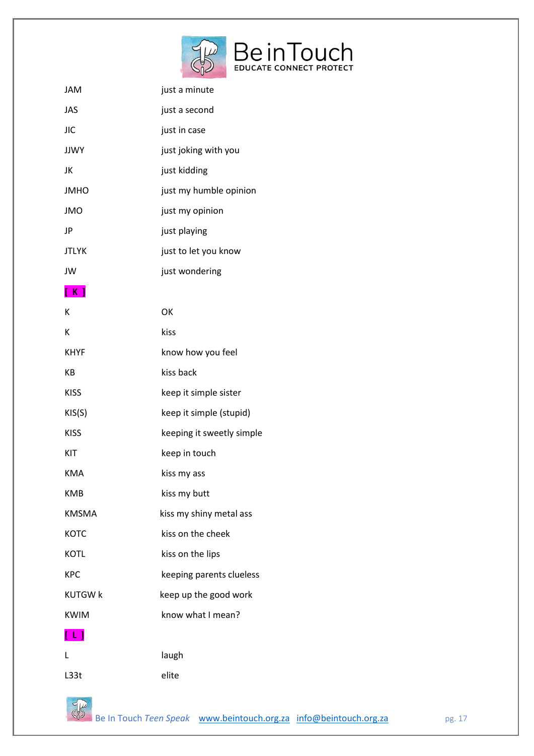| | |
|---|---|
| JAM | just a minute |
| JAS | just a second |
| JIC | just in case |
| JJWY | just joking with you |
| JK | just kidding |
| JMHO | just my humble opinion |
| JMO | just my opinion |
| JP | just playing |
| JTLYK | just to let you know |
| JW | just wondering |
| **[ K ]** | |
| K | OK |
| K | kiss |
| KHYF | know how you feel |
| KB | kiss back |
| KISS | keep it simple sister |
| KIS(S) | keep it simple (stupid) |
| KISS | keeping it sweetly simple |
| KIT | keep in touch |
| KMA | kiss my ass |
| KMB | kiss my butt |
| KMSMA | kiss my shiny metal ass |
| KOTC | kiss on the cheek |
| KOTL | kiss on the lips |
| KPC | keeping parents clueless |
| KUTGW k | keep up the good work |
| KWIM | know what I mean? |
| **[ L ]** | |
| L | laugh |
| L33t | elite |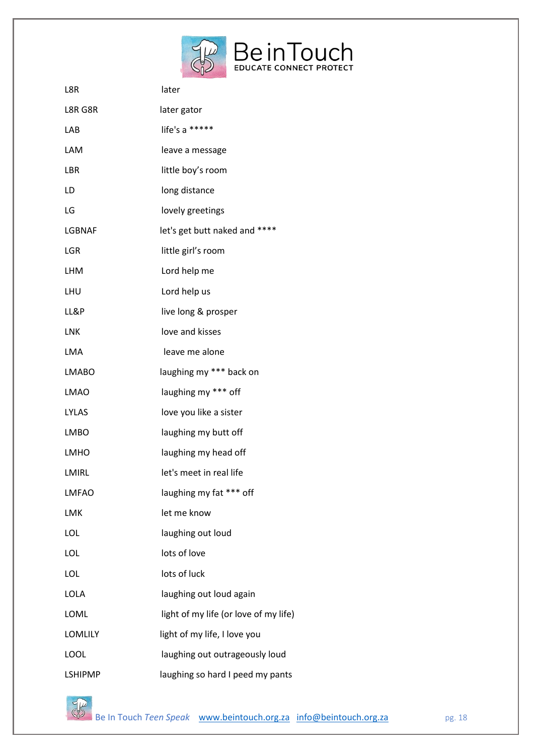| | |
|---|---|
| L8R | later |
| L8R G8R | later gator |
| LAB | life's a ***** |
| LAM | leave a message |
| LBR | little boy's room |
| LD | long distance |
| LG | lovely greetings |
| LGBNAF | let's get butt naked and **** |
| LGR | little girl's room |
| LHM | Lord help me |
| LHU | Lord help us |
| LL&P | live long & prosper |
| LNK | love and kisses |
| LMA | leave me alone |
| LMABO | laughing my *** back on |
| LMAO | laughing my *** off |
| LYLAS | love you like a sister |
| LMBO | laughing my butt off |
| LMHO | laughing my head off |
| LMIRL | let's meet in real life |
| LMFAO | laughing my fat *** off |
| LMK | let me know |
| LOL | laughing out loud |
| LOL | lots of love |
| LOL | lots of luck |
| LOLA | laughing out loud again |
| LOML | light of my life (or love of my life) |
| LOMLILY | light of my life, I love you |
| LOOL | laughing out outrageously loud |
| LSHIPMP | laughing so hard I peed my pants |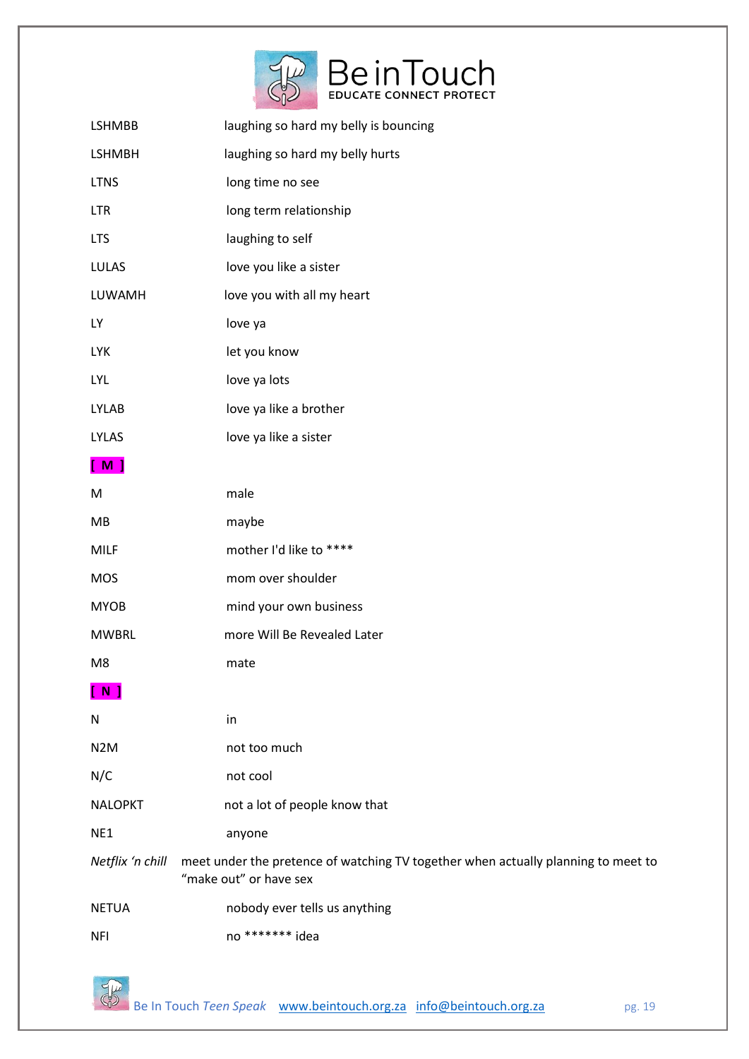| | |
|---|---|
| LSHMBB | laughing so hard my belly is bouncing |
| LSHMBH | laughing so hard my belly hurts |
| LTNS | long time no see |
| LTR | long term relationship |
| LTS | laughing to self |
| LULAS | love you like a sister |
| LUWAMH | love you with all my heart |
| LY | love ya |
| LYK | let you know |
| LYL | love ya lots |
| LYLAB | love ya like a brother |
| LYLAS | love ya like a sister |
| **[ M ]** | |
| M | male |
| MB | maybe |
| MILF | mother I'd like to **** |
| MOS | mom over shoulder |
| MYOB | mind your own business |
| MWBRL | more Will Be Revealed Later |
| M8 | mate |
| **[ N ]** | |
| N | in |
| N2M | not too much |
| N/C | not cool |
| NALOPKT | not a lot of people know that |
| NE1 | anyone |
| *Netflix 'n chill* | meet under the pretence of watching TV together when actually planning to meet to "make out" or have sex |
| NETUA | nobody ever tells us anything |
| NFI | no ******* idea |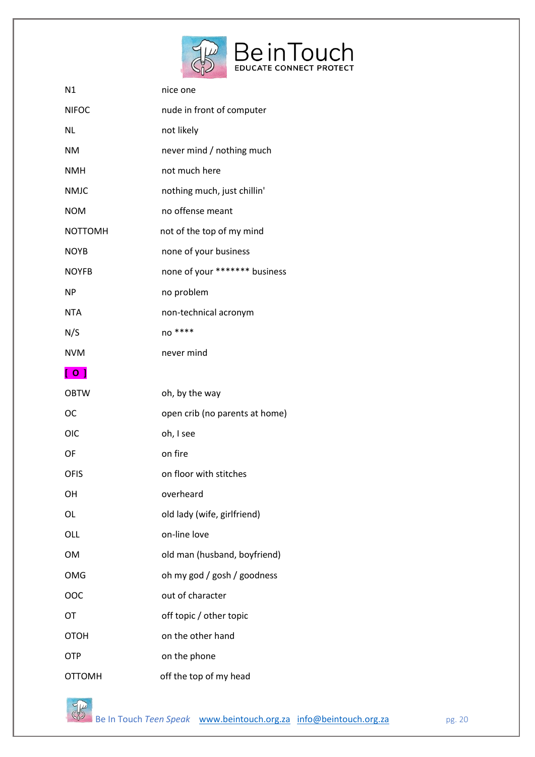| | |
|---|---|
| N1 | nice one |
| NIFOC | nude in front of computer |
| NL | not likely |
| NM | never mind / nothing much |
| NMH | not much here |
| NMJC | nothing much, just chillin' |
| NOM | no offense meant |
| NOTTOMH | not of the top of my mind |
| NOYB | none of your business |
| NOYFB | none of your ******* business |
| NP | no problem |
| NTA | non-technical acronym |
| N/S | no **** |
| NVM | never mind |
| **[ O ]** | |
| OBTW | oh, by the way |
| OC | open crib (no parents at home) |
| OIC | oh, I see |
| OF | on fire |
| OFIS | on floor with stitches |
| OH | overheard |
| OL | old lady (wife, girlfriend) |
| OLL | on-line love |
| OM | old man (husband, boyfriend) |
| OMG | oh my god / gosh / goodness |
| OOC | out of character |
| OT | off topic / other topic |
| OTOH | on the other hand |
| OTP | on the phone |
| OTTOMH | off the top of my head |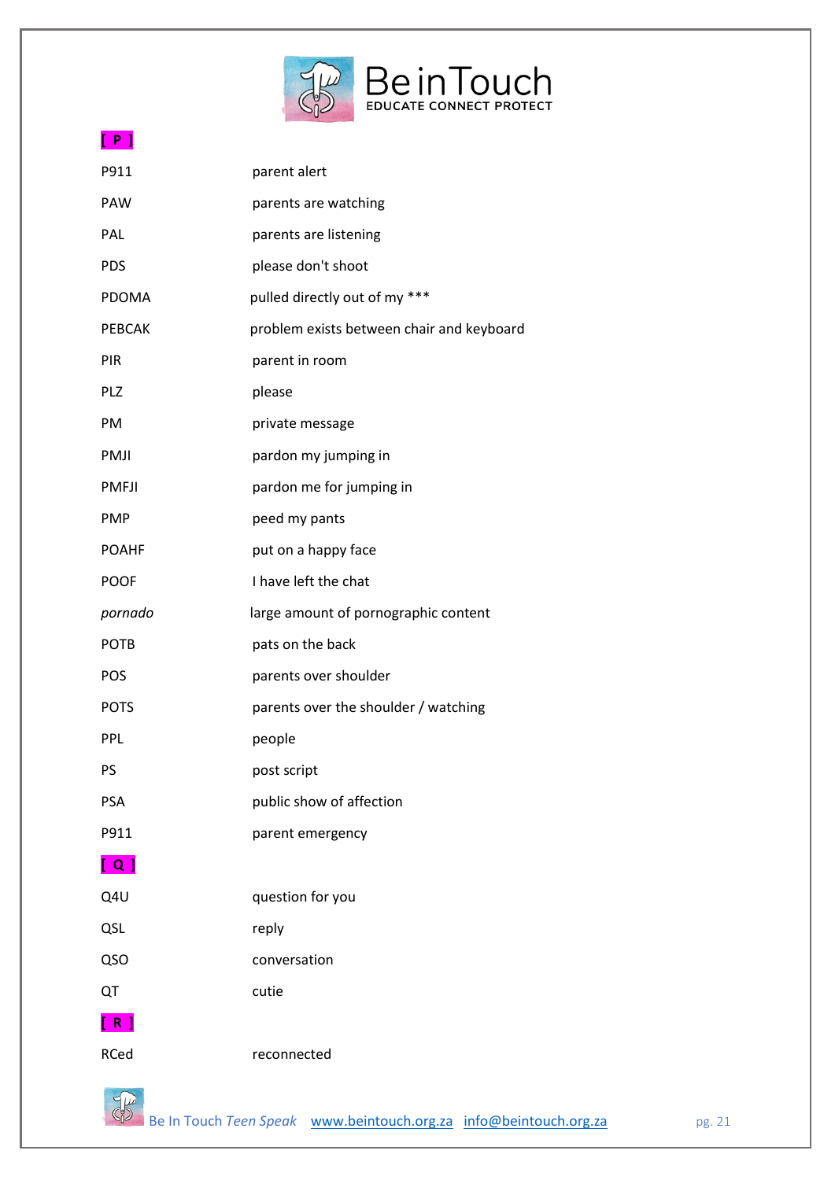**[ P ]**

| | |
|---|---|
| P911 | parent alert |
| PAW | parents are watching |
| PAL | parents are listening |
| PDS | please don't shoot |
| PDOMA | pulled directly out of my *** |
| PEBCAK | problem exists between chair and keyboard |
| PIR | parent in room |
| PLZ | please |
| PM | private message |
| PMJI | pardon my jumping in |
| PMFJI | pardon me for jumping in |
| PMP | peed my pants |
| POAHF | put on a happy face |
| POOF | I have left the chat |
| *pornado* | large amount of pornographic content |
| POTB | pats on the back |
| POS | parents over shoulder |
| POTS | parents over the shoulder / watching |
| PPL | people |
| PS | post script |
| PSA | public show of affection |
| P911 | parent emergency |

**[ Q ]**

| | |
|---|---|
| Q4U | question for you |
| QSL | reply |
| QSO | conversation |
| QT | cutie |

**[ R ]**

| | |
|---|---|
| RCed | reconnected |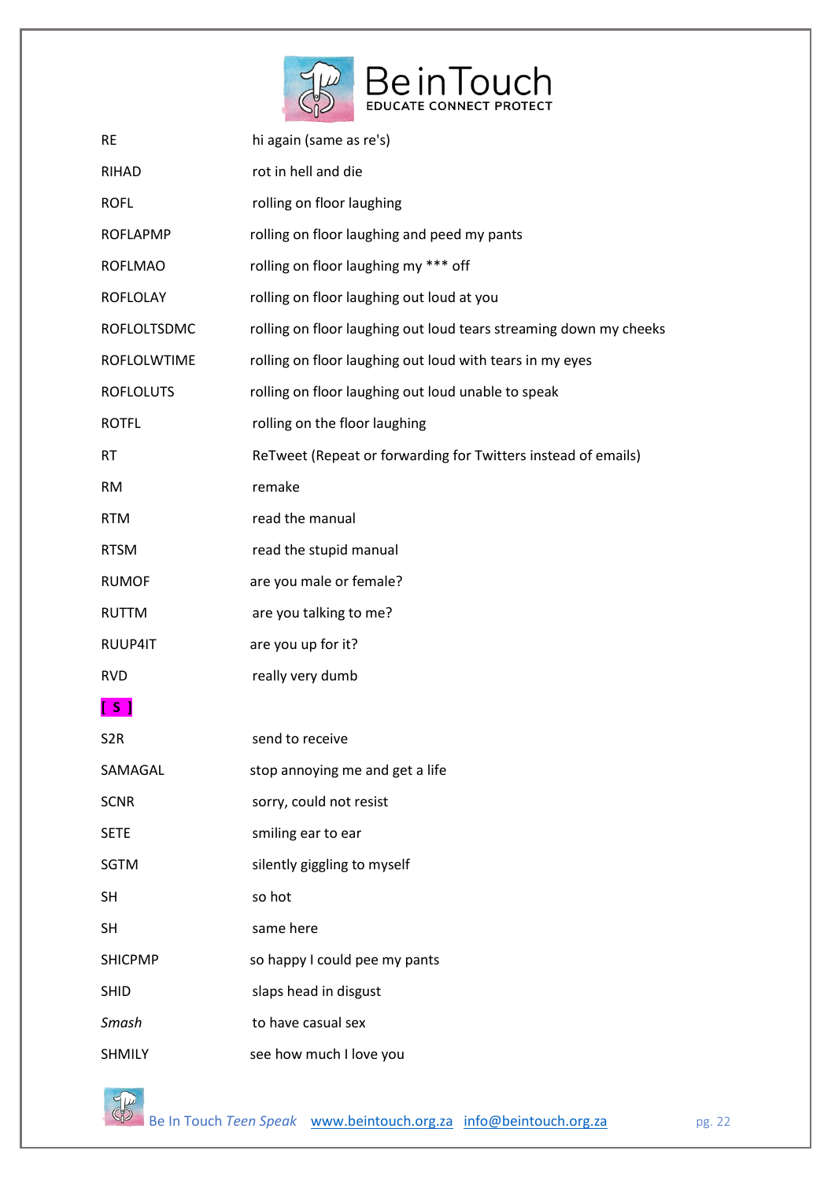| | |
|---|---|
| RE | hi again (same as re's) |
| RIHAD | rot in hell and die |
| ROFL | rolling on floor laughing |
| ROFLAPMP | rolling on floor laughing and peed my pants |
| ROFLMAO | rolling on floor laughing my *** off |
| ROFLOLAY | rolling on floor laughing out loud at you |
| ROFLOLTSDMC | rolling on floor laughing out loud tears streaming down my cheeks |
| ROFLOLWTIME | rolling on floor laughing out loud with tears in my eyes |
| ROFLOLUTS | rolling on floor laughing out loud unable to speak |
| ROTFL | rolling on the floor laughing |
| RT | ReTweet (Repeat or forwarding for Twitters instead of emails) |
| RM | remake |
| RTM | read the manual |
| RTSM | read the stupid manual |
| RUMOF | are you male or female? |
| RUTTM | are you talking to me? |
| RUUP4IT | are you up for it? |
| RVD | really very dumb |
| **[ S ]** | |
| S2R | send to receive |
| SAMAGAL | stop annoying me and get a life |
| SCNR | sorry, could not resist |
| SETE | smiling ear to ear |
| SGTM | silently giggling to myself |
| SH | so hot |
| SH | same here |
| SHICPMP | so happy I could pee my pants |
| SHID | slaps head in disgust |
| *Smash* | to have casual sex |
| SHMILY | see how much I love you |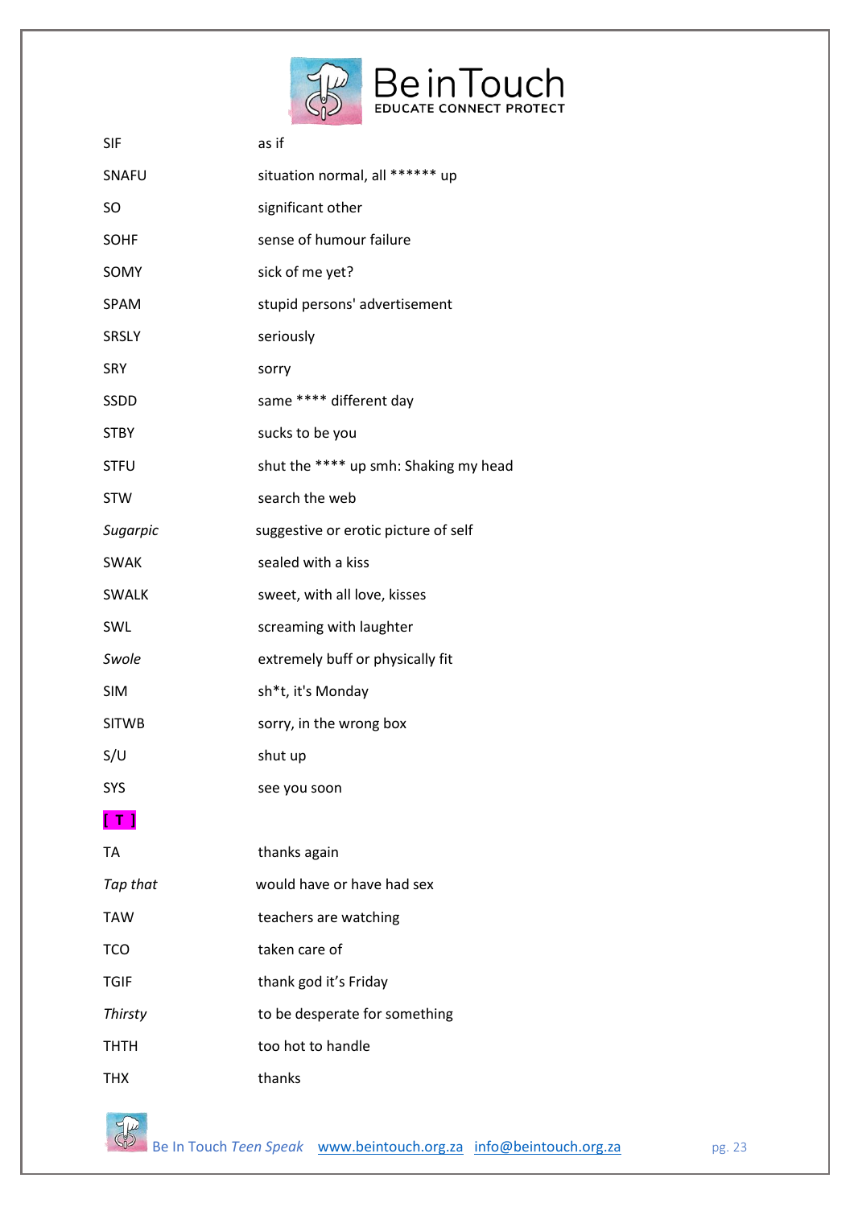| | |
|---|---|
| SIF | as if |
| SNAFU | situation normal, all ****** up |
| SO | significant other |
| SOHF | sense of humour failure |
| SOMY | sick of me yet? |
| SPAM | stupid persons' advertisement |
| SRSLY | seriously |
| SRY | sorry |
| SSDD | same **** different day |
| STBY | sucks to be you |
| STFU | shut the **** up smh: Shaking my head |
| STW | search the web |
| *Sugarpic* | suggestive or erotic picture of self |
| SWAK | sealed with a kiss |
| SWALK | sweet, with all love, kisses |
| SWL | screaming with laughter |
| *Swole* | extremely buff or physically fit |
| SIM | sh*t, it's Monday |
| SITWB | sorry, in the wrong box |
| S/U | shut up |
| SYS | see you soon |

**[ T ]**

| | |
|---|---|
| TA | thanks again |
| *Tap that* | would have or have had sex |
| TAW | teachers are watching |
| TCO | taken care of |
| TGIF | thank god it's Friday |
| *Thirsty* | to be desperate for something |
| THTH | too hot to handle |
| THX | thanks |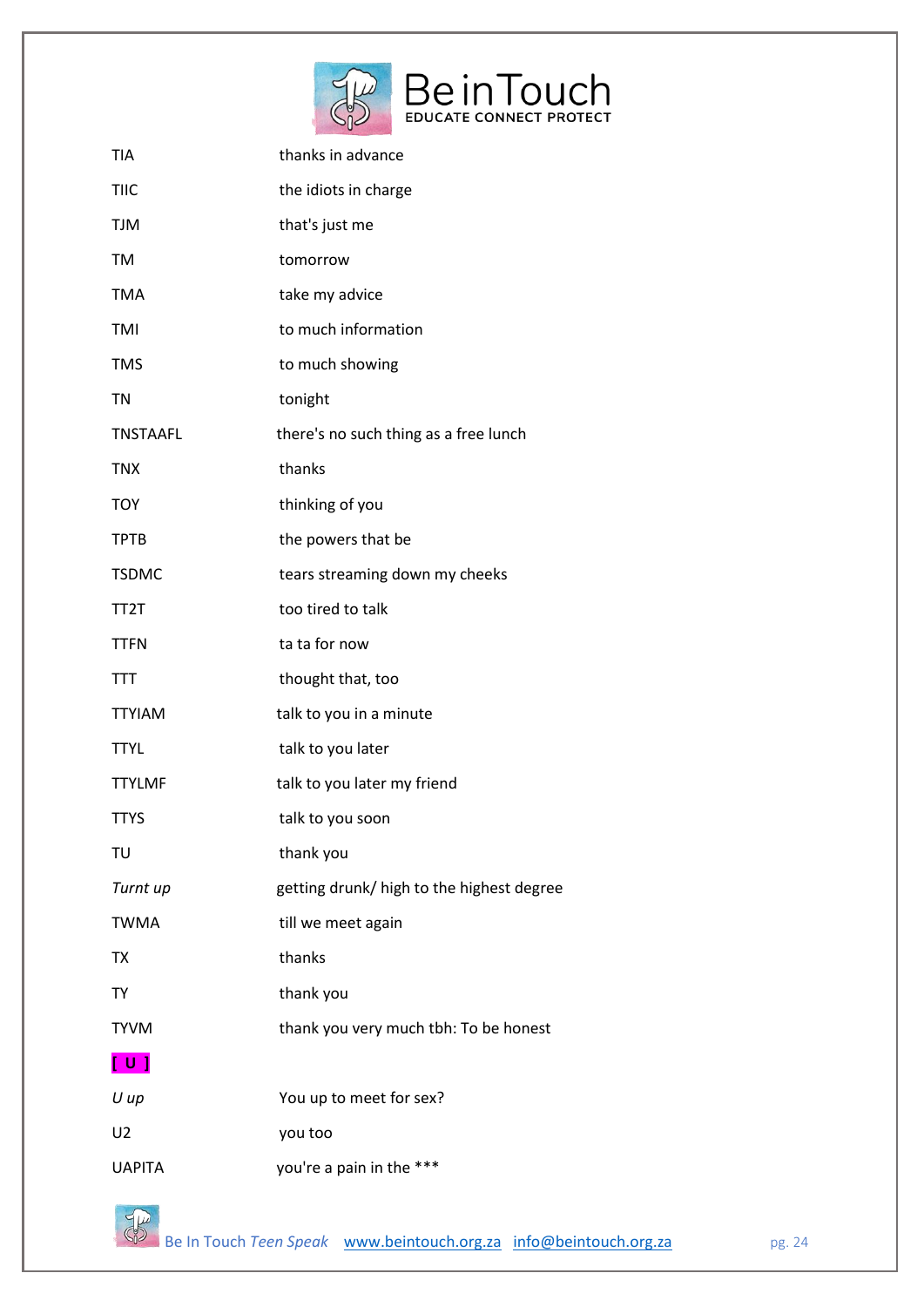| | |
|---|---|
| TIA | thanks in advance |
| TIIC | the idiots in charge |
| TJM | that's just me |
| TM | tomorrow |
| TMA | take my advice |
| TMI | to much information |
| TMS | to much showing |
| TN | tonight |
| TNSTAAFL | there's no such thing as a free lunch |
| TNX | thanks |
| TOY | thinking of you |
| TPTB | the powers that be |
| TSDMC | tears streaming down my cheeks |
| TT2T | too tired to talk |
| TTFN | ta ta for now |
| TTT | thought that, too |
| TTYIAM | talk to you in a minute |
| TTYL | talk to you later |
| TTYLMF | talk to you later my friend |
| TTYS | talk to you soon |
| TU | thank you |
| *Turnt up* | getting drunk/ high to the highest degree |
| TWMA | till we meet again |
| TX | thanks |
| TY | thank you |
| TYVM | thank you very much tbh: To be honest |

**[ U ]**

| | |
|---|---|
| *U up* | You up to meet for sex? |
| U2 | you too |
| UAPITA | you're a pain in the *** |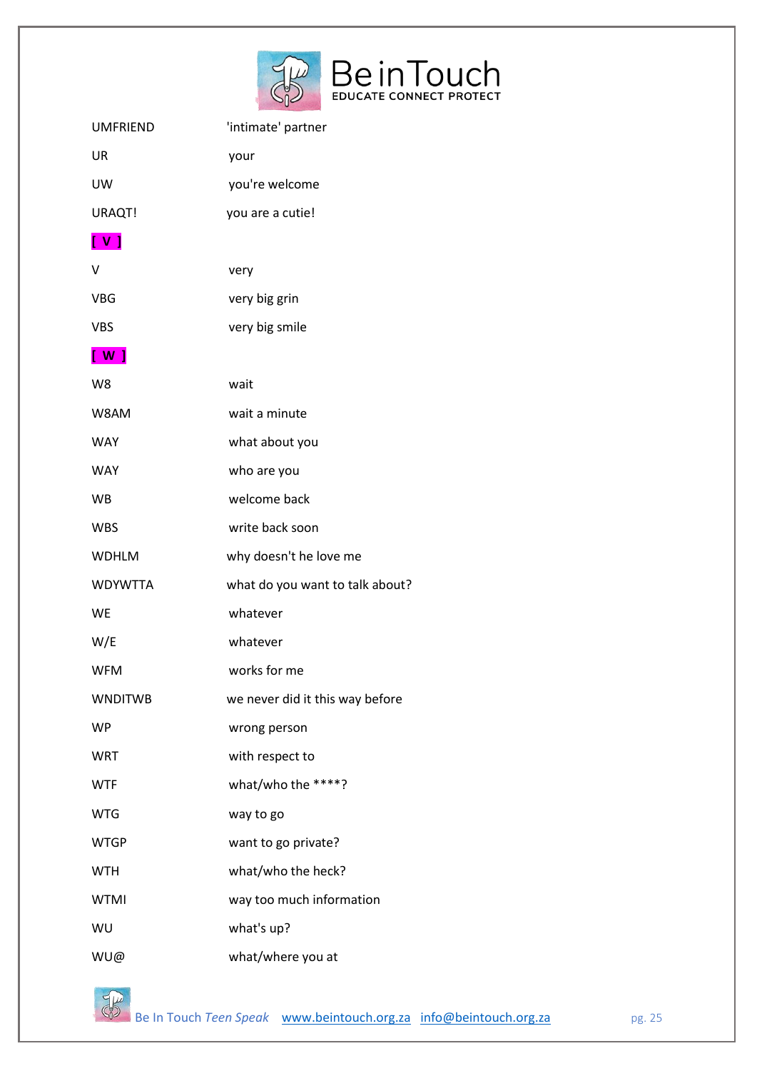| | |
|---|---|
| UMFRIEND | 'intimate' partner |
| UR | your |
| UW | you're welcome |
| URAQT! | you are a cutie! |
| **[ V ]** | |
| V | very |
| VBG | very big grin |
| VBS | very big smile |
| **[ W ]** | |
| W8 | wait |
| W8AM | wait a minute |
| WAY | what about you |
| WAY | who are you |
| WB | welcome back |
| WBS | write back soon |
| WDHLM | why doesn't he love me |
| WDYWTTA | what do you want to talk about? |
| WE | whatever |
| W/E | whatever |
| WFM | works for me |
| WNDITWB | we never did it this way before |
| WP | wrong person |
| WRT | with respect to |
| WTF | what/who the ****? |
| WTG | way to go |
| WTGP | want to go private? |
| WTH | what/who the heck? |
| WTMI | way too much information |
| WU | what's up? |
| WU@ | what/where you at |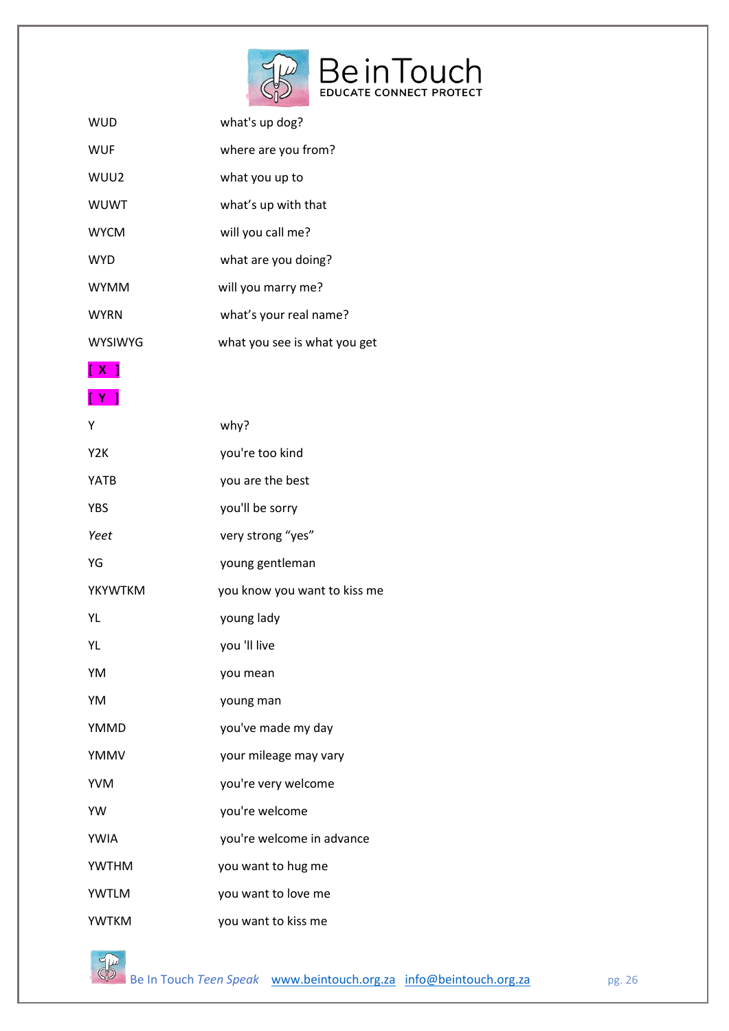| | |
|---|---|
| WUD | what's up dog? |
| WUF | where are you from? |
| WUU2 | what you up to |
| WUWT | what’s up with that |
| WYCM | will you call me? |
| WYD | what are you doing? |
| WYMM | will you marry me? |
| WYRN | what’s your real name? |
| WYSIWYG | what you see is what you get |

**[ X ]**

**[ Y ]**

| | |
|---|---|
| Y | why? |
| Y2K | you're too kind |
| YATB | you are the best |
| YBS | you'll be sorry |
| *Yeet* | very strong “yes” |
| YG | young gentleman |
| YKYWTKM | you know you want to kiss me |
| YL | young lady |
| YL | you 'll live |
| YM | you mean |
| YM | young man |
| YMMD | you've made my day |
| YMMV | your mileage may vary |
| YVM | you're very welcome |
| YW | you're welcome |
| YWIA | you're welcome in advance |
| YWTHM | you want to hug me |
| YWTLM | you want to love me |
| YWTKM | you want to kiss me |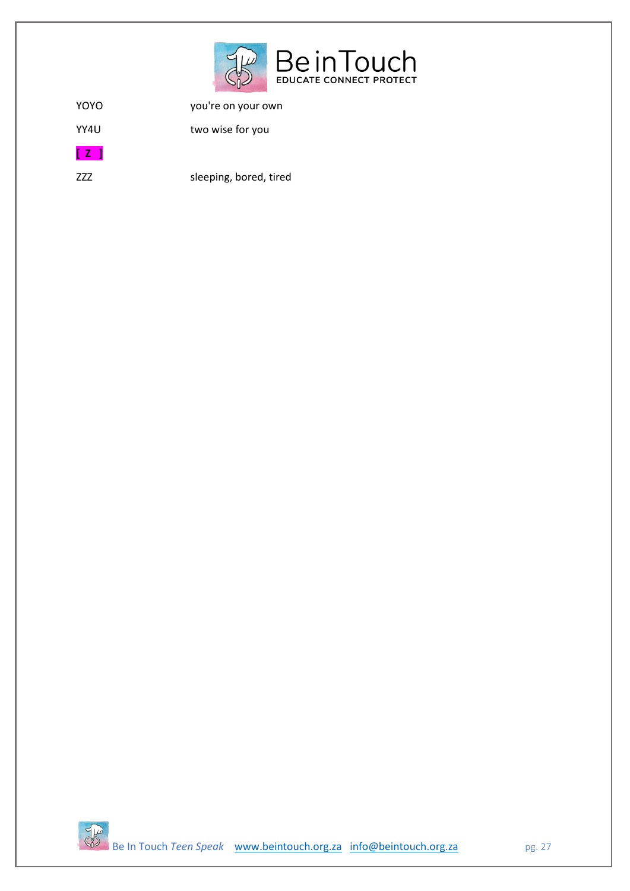| | |
|---|---|
| YOYO | you're on your own |
| YY4U | two wise for you |

**[ Z ]**

| | |
|---|---|
| ZZZ | sleeping, bored, tired |